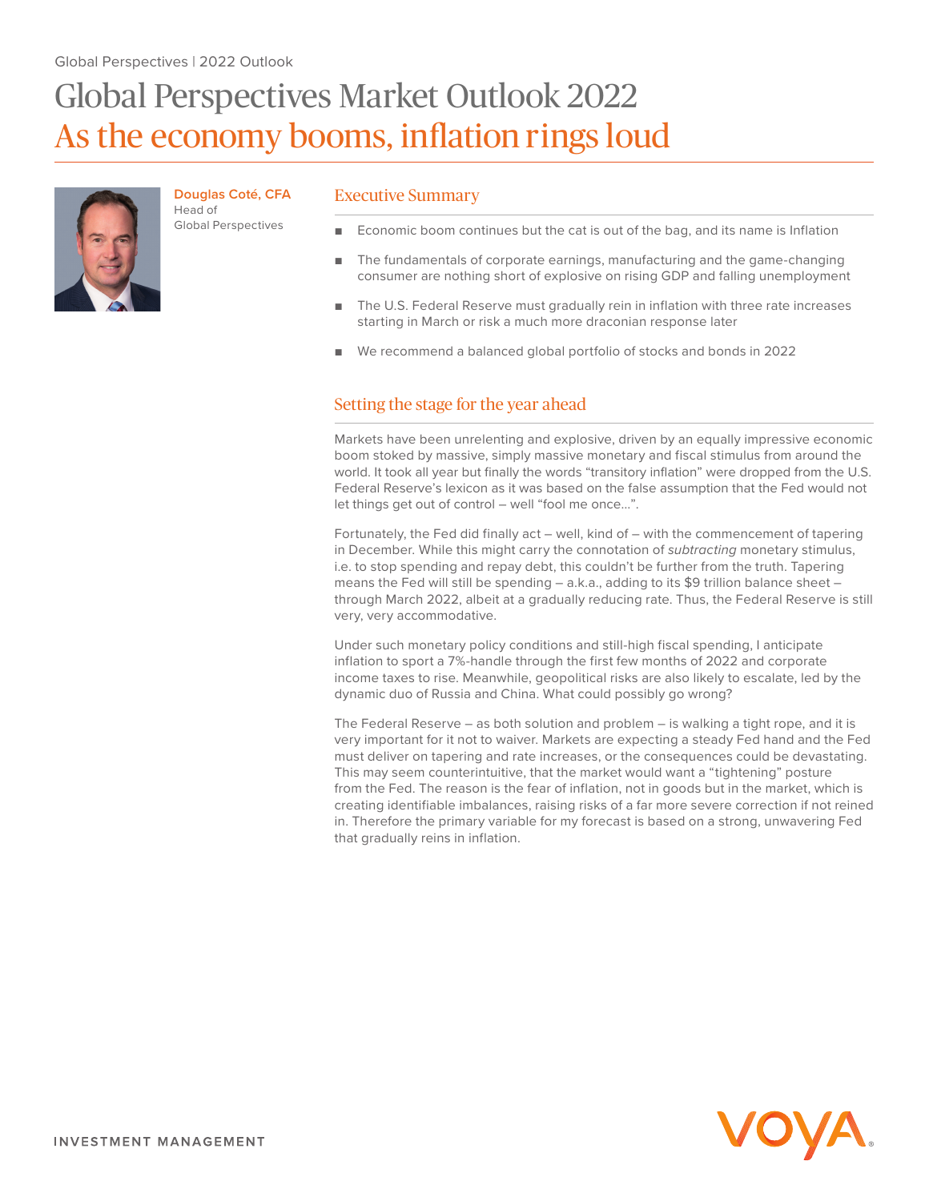Global Perspectives | 2022 Outlook

# Global Perspectives Market Outlook 2022
## As the economy booms, inflation rings loud

**Douglas Coté, CFA**
Head of
Global Perspectives

### Executive Summary

- Economic boom continues but the cat is out of the bag, and its name is Inflation
- The fundamentals of corporate earnings, manufacturing and the game-changing consumer are nothing short of explosive on rising GDP and falling unemployment
- The U.S. Federal Reserve must gradually rein in inflation with three rate increases starting in March or risk a much more draconian response later
- We recommend a balanced global portfolio of stocks and bonds in 2022

### Setting the stage for the year ahead

Markets have been unrelenting and explosive, driven by an equally impressive economic boom stoked by massive, simply massive monetary and fiscal stimulus from around the world. It took all year but finally the words "transitory inflation" were dropped from the U.S. Federal Reserve's lexicon as it was based on the false assumption that the Fed would not let things get out of control – well "fool me once…".

Fortunately, the Fed did finally act – well, kind of – with the commencement of tapering in December. While this might carry the connotation of *subtracting* monetary stimulus, i.e. to stop spending and repay debt, this couldn't be further from the truth. Tapering means the Fed will still be spending – a.k.a., adding to its $9 trillion balance sheet – through March 2022, albeit at a gradually reducing rate. Thus, the Federal Reserve is still very, very accommodative.

Under such monetary policy conditions and still-high fiscal spending, I anticipate inflation to sport a 7%-handle through the first few months of 2022 and corporate income taxes to rise. Meanwhile, geopolitical risks are also likely to escalate, led by the dynamic duo of Russia and China. What could possibly go wrong?

The Federal Reserve – as both solution and problem – is walking a tight rope, and it is very important for it not to waiver. Markets are expecting a steady Fed hand and the Fed must deliver on tapering and rate increases, or the consequences could be devastating. This may seem counterintuitive, that the market would want a "tightening" posture from the Fed. The reason is the fear of inflation, not in goods but in the market, which is creating identifiable imbalances, raising risks of a far more severe correction if not reined in. Therefore the primary variable for my forecast is based on a strong, unwavering Fed that gradually reins in inflation.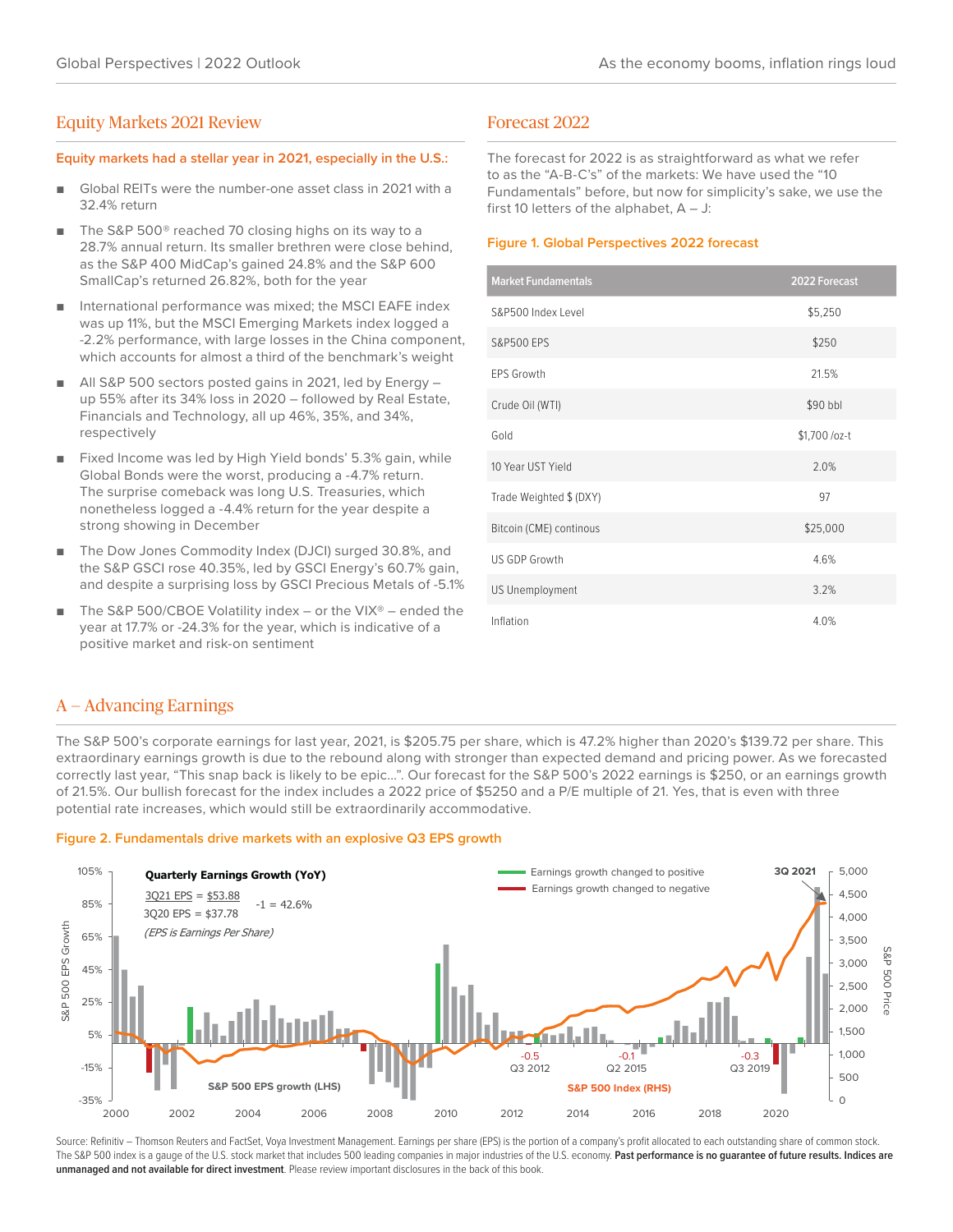## Equity Markets 2021 Review

**Equity markets had a stellar year in 2021, especially in the U.S.:**

- Global REITs were the number-one asset class in 2021 with a 32.4% return
- The S&P 500® reached 70 closing highs on its way to a 28.7% annual return. Its smaller brethren were close behind, as the S&P 400 MidCap's gained 24.8% and the S&P 600 SmallCap's returned 26.82%, both for the year
- International performance was mixed; the MSCI EAFE index was up 11%, but the MSCI Emerging Markets index logged a -2.2% performance, with large losses in the China component, which accounts for almost a third of the benchmark's weight
- All S&P 500 sectors posted gains in 2021, led by Energy – up 55% after its 34% loss in 2020 – followed by Real Estate, Financials and Technology, all up 46%, 35%, and 34%, respectively
- Fixed Income was led by High Yield bonds' 5.3% gain, while Global Bonds were the worst, producing a -4.7% return. The surprise comeback was long U.S. Treasuries, which nonetheless logged a -4.4% return for the year despite a strong showing in December
- The Dow Jones Commodity Index (DJCI) surged 30.8%, and the S&P GSCI rose 40.35%, led by GSCI Energy's 60.7% gain, and despite a surprising loss by GSCI Precious Metals of -5.1%
- The S&P 500/CBOE Volatility index – or the VIX® – ended the year at 17.7% or -24.3% for the year, which is indicative of a positive market and risk-on sentiment

## Forecast 2022

The forecast for 2022 is as straightforward as what we refer to as the "A-B-C's" of the markets: We have used the "10 Fundamentals" before, but now for simplicity's sake, we use the first 10 letters of the alphabet, A – J:

**Figure 1. Global Perspectives 2022 forecast**

| Market Fundamentals | 2022 Forecast |
|---|---|
| S&P500 Index Level | $5,250 |
| S&P500 EPS | $250 |
| EPS Growth | 21.5% |
| Crude Oil (WTI) | $90 bbl |
| Gold | $1,700 /oz-t |
| 10 Year UST Yield | 2.0% |
| Trade Weighted $ (DXY) | 97 |
| Bitcoin (CME) continous | $25,000 |
| US GDP Growth | 4.6% |
| US Unemployment | 3.2% |
| Inflation | 4.0% |

## A – Advancing Earnings

The S&P 500's corporate earnings for last year, 2021, is $205.75 per share, which is 47.2% higher than 2020's $139.72 per share. This extraordinary earnings growth is due to the rebound along with stronger than expected demand and pricing power. As we forecasted correctly last year, "This snap back is likely to be epic…". Our forecast for the S&P 500's 2022 earnings is $250, or an earnings growth of 21.5%. Our bullish forecast for the index includes a 2022 price of $5250 and a P/E multiple of 21. Yes, that is even with three potential rate increases, which would still be extraordinarily accommodative.

**Figure 2. Fundamentals drive markets with an explosive Q3 EPS growth**

Quarterly Earnings Growth (YoY)

3Q21 EPS = $53.88 / 3Q20 EPS = $37.78 − 1 = 42.6%

(EPS is Earnings Per Share)

Source: Refinitiv – Thomson Reuters and FactSet, Voya Investment Management. Earnings per share (EPS) is the portion of a company's profit allocated to each outstanding share of common stock. The S&P 500 index is a gauge of the U.S. stock market that includes 500 leading companies in major industries of the U.S. economy. **Past performance is no guarantee of future results. Indices are unmanaged and not available for direct investment**. Please review important disclosures in the back of this book.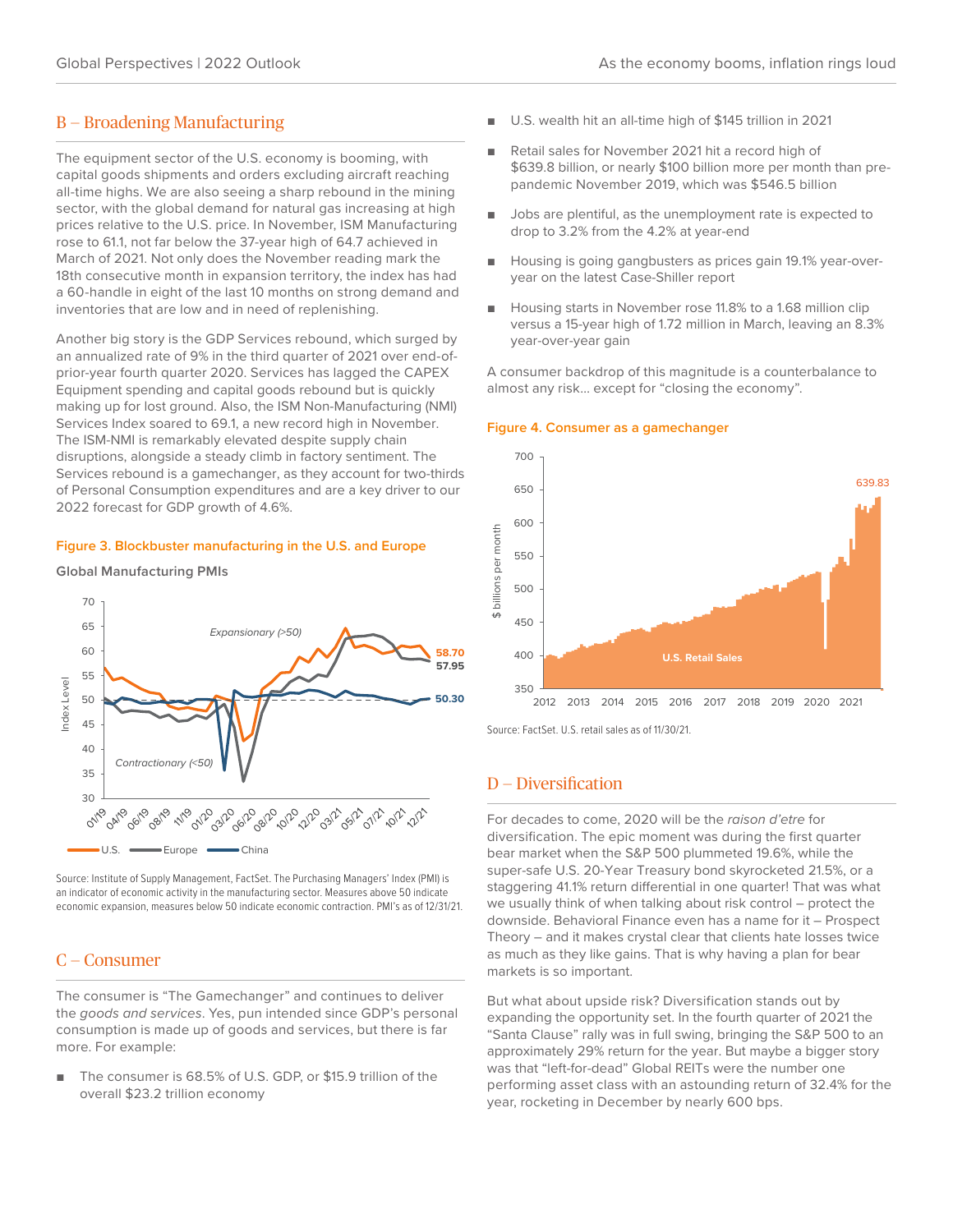## B – Broadening Manufacturing

The equipment sector of the U.S. economy is booming, with capital goods shipments and orders excluding aircraft reaching all-time highs. We are also seeing a sharp rebound in the mining sector, with the global demand for natural gas increasing at high prices relative to the U.S. price. In November, ISM Manufacturing rose to 61.1, not far below the 37-year high of 64.7 achieved in March of 2021. Not only does the November reading mark the 18th consecutive month in expansion territory, the index has had a 60-handle in eight of the last 10 months on strong demand and inventories that are low and in need of replenishing.

Another big story is the GDP Services rebound, which surged by an annualized rate of 9% in the third quarter of 2021 over end-of-prior-year fourth quarter 2020. Services has lagged the CAPEX Equipment spending and capital goods rebound but is quickly making up for lost ground. Also, the ISM Non-Manufacturing (NMI) Services Index soared to 69.1, a new record high in November. The ISM-NMI is remarkably elevated despite supply chain disruptions, alongside a steady climb in factory sentiment. The Services rebound is a gamechanger, as they account for two-thirds of Personal Consumption expenditures and are a key driver to our 2022 forecast for GDP growth of 4.6%.

**Figure 3. Blockbuster manufacturing in the U.S. and Europe**

**Global Manufacturing PMIs**

Source: Institute of Supply Management, FactSet. The Purchasing Managers' Index (PMI) is an indicator of economic activity in the manufacturing sector. Measures above 50 indicate economic expansion, measures below 50 indicate economic contraction. PMI's as of 12/31/21.

## C – Consumer

The consumer is "The Gamechanger" and continues to deliver the *goods and services*. Yes, pun intended since GDP's personal consumption is made up of goods and services, but there is far more. For example:

- The consumer is 68.5% of U.S. GDP, or $15.9 trillion of the overall $23.2 trillion economy
- U.S. wealth hit an all-time high of $145 trillion in 2021
- Retail sales for November 2021 hit a record high of $639.8 billion, or nearly $100 billion more per month than pre-pandemic November 2019, which was $546.5 billion
- Jobs are plentiful, as the unemployment rate is expected to drop to 3.2% from the 4.2% at year-end
- Housing is going gangbusters as prices gain 19.1% year-over-year on the latest Case-Shiller report
- Housing starts in November rose 11.8% to a 1.68 million clip versus a 15-year high of 1.72 million in March, leaving an 8.3% year-over-year gain

A consumer backdrop of this magnitude is a counterbalance to almost any risk… except for "closing the economy".

**Figure 4. Consumer as a gamechanger**

Source: FactSet. U.S. retail sales as of 11/30/21.

## D – Diversification

For decades to come, 2020 will be the *raison d'etre* for diversification. The epic moment was during the first quarter bear market when the S&P 500 plummeted 19.6%, while the super-safe U.S. 20-Year Treasury bond skyrocketed 21.5%, or a staggering 41.1% return differential in one quarter! That was what we usually think of when talking about risk control – protect the downside. Behavioral Finance even has a name for it – Prospect Theory – and it makes crystal clear that clients hate losses twice as much as they like gains. That is why having a plan for bear markets is so important.

But what about upside risk? Diversification stands out by expanding the opportunity set. In the fourth quarter of 2021 the "Santa Clause" rally was in full swing, bringing the S&P 500 to an approximately 29% return for the year. But maybe a bigger story was that "left-for-dead" Global REITs were the number one performing asset class with an astounding return of 32.4% for the year, rocketing in December by nearly 600 bps.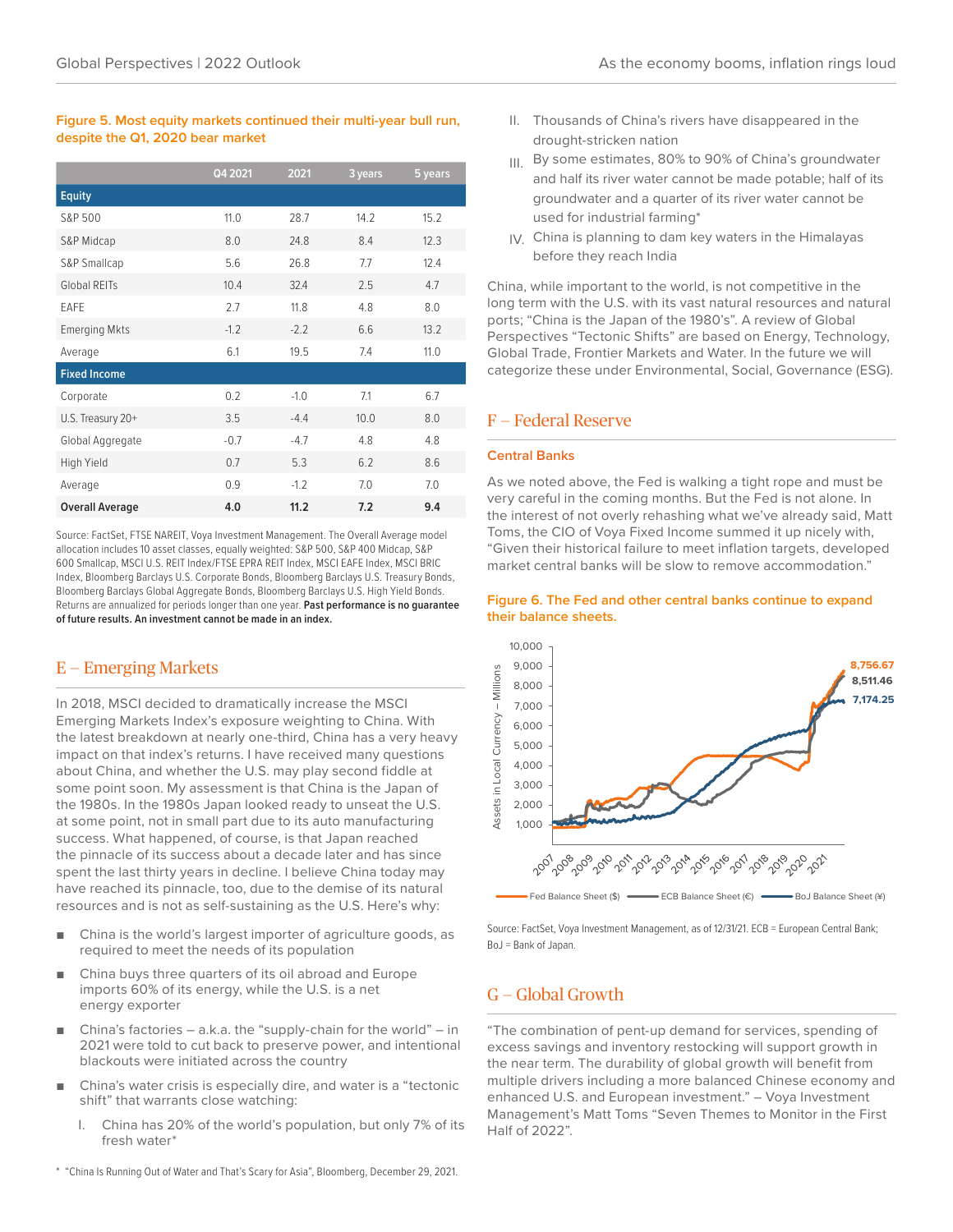**Figure 5. Most equity markets continued their multi-year bull run, despite the Q1, 2020 bear market**

| | Q4 2021 | 2021 | 3 years | 5 years |
|---|---|---|---|---|
| **Equity** | | | | |
| S&P 500 | 11.0 | 28.7 | 14.2 | 15.2 |
| S&P Midcap | 8.0 | 24.8 | 8.4 | 12.3 |
| S&P Smallcap | 5.6 | 26.8 | 7.7 | 12.4 |
| Global REITs | 10.4 | 32.4 | 2.5 | 4.7 |
| EAFE | 2.7 | 11.8 | 4.8 | 8.0 |
| Emerging Mkts | -1.2 | -2.2 | 6.6 | 13.2 |
| Average | 6.1 | 19.5 | 7.4 | 11.0 |
| **Fixed Income** | | | | |
| Corporate | 0.2 | -1.0 | 7.1 | 6.7 |
| U.S. Treasury 20+ | 3.5 | -4.4 | 10.0 | 8.0 |
| Global Aggregate | -0.7 | -4.7 | 4.8 | 4.8 |
| High Yield | 0.7 | 5.3 | 6.2 | 8.6 |
| Average | 0.9 | -1.2 | 7.0 | 7.0 |
| **Overall Average** | **4.0** | **11.2** | **7.2** | **9.4** |

Source: FactSet, FTSE NAREIT, Voya Investment Management. The Overall Average model allocation includes 10 asset classes, equally weighted: S&P 500, S&P 400 Midcap, S&P 600 Smallcap, MSCI U.S. REIT Index/FTSE EPRA REIT Index, MSCI EAFE Index, MSCI BRIC Index, Bloomberg Barclays U.S. Corporate Bonds, Bloomberg Barclays U.S. Treasury Bonds, Bloomberg Barclays Global Aggregate Bonds, Bloomberg Barclays U.S. High Yield Bonds. Returns are annualized for periods longer than one year. **Past performance is no guarantee of future results. An investment cannot be made in an index.**

## E – Emerging Markets

In 2018, MSCI decided to dramatically increase the MSCI Emerging Markets Index's exposure weighting to China. With the latest breakdown at nearly one-third, China has a very heavy impact on that index's returns. I have received many questions about China, and whether the U.S. may play second fiddle at some point soon. My assessment is that China is the Japan of the 1980s. In the 1980s Japan looked ready to unseat the U.S. at some point, not in small part due to its auto manufacturing success. What happened, of course, is that Japan reached the pinnacle of its success about a decade later and has since spent the last thirty years in decline. I believe China today may have reached its pinnacle, too, due to the demise of its natural resources and is not as self-sustaining as the U.S. Here's why:

- China is the world's largest importer of agriculture goods, as required to meet the needs of its population
- China buys three quarters of its oil abroad and Europe imports 60% of its energy, while the U.S. is a net energy exporter
- China's factories – a.k.a. the "supply-chain for the world" – in 2021 were told to cut back to preserve power, and intentional blackouts were initiated across the country
- China's water crisis is especially dire, and water is a "tectonic shift" that warrants close watching:
    I. China has 20% of the world's population, but only 7% of its fresh water*
    II. Thousands of China's rivers have disappeared in the drought-stricken nation
    III. By some estimates, 80% to 90% of China's groundwater and half its river water cannot be made potable; half of its groundwater and a quarter of its river water cannot be used for industrial farming*
    IV. China is planning to dam key waters in the Himalayas before they reach India

China, while important to the world, is not competitive in the long term with the U.S. with its vast natural resources and natural ports; "China is the Japan of the 1980's". A review of Global Perspectives "Tectonic Shifts" are based on Energy, Technology, Global Trade, Frontier Markets and Water. In the future we will categorize these under Environmental, Social, Governance (ESG).

## F – Federal Reserve

### Central Banks

As we noted above, the Fed is walking a tight rope and must be very careful in the coming months. But the Fed is not alone. In the interest of not overly rehashing what we've already said, Matt Toms, the CIO of Voya Fixed Income summed it up nicely with, "Given their historical failure to meet inflation targets, developed market central banks will be slow to remove accommodation."

**Figure 6. The Fed and other central banks continue to expand their balance sheets.**

Source: FactSet, Voya Investment Management, as of 12/31/21. ECB = European Central Bank; BoJ = Bank of Japan.

## G – Global Growth

"The combination of pent-up demand for services, spending of excess savings and inventory restocking will support growth in the near term. The durability of global growth will benefit from multiple drivers including a more balanced Chinese economy and enhanced U.S. and European investment." – Voya Investment Management's Matt Toms "Seven Themes to Monitor in the First Half of 2022".

\* "China Is Running Out of Water and That's Scary for Asia", Bloomberg, December 29, 2021.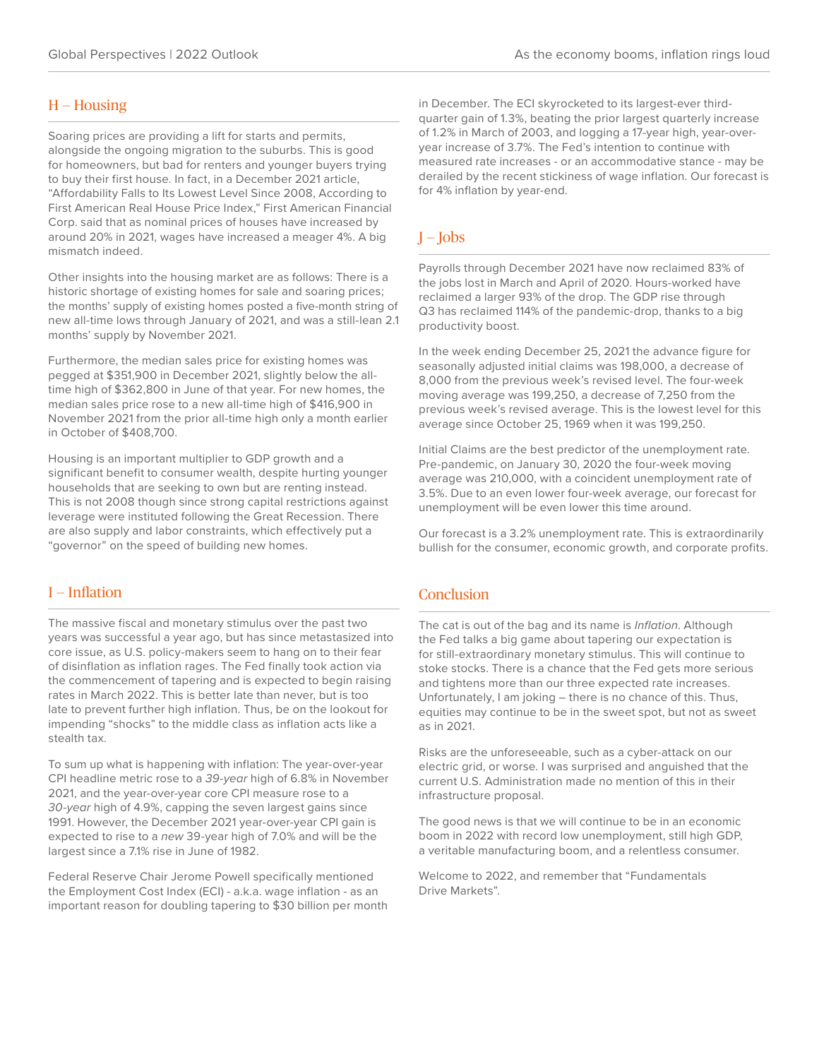## H – Housing

Soaring prices are providing a lift for starts and permits, alongside the ongoing migration to the suburbs. This is good for homeowners, but bad for renters and younger buyers trying to buy their first house. In fact, in a December 2021 article, "Affordability Falls to Its Lowest Level Since 2008, According to First American Real House Price Index," First American Financial Corp. said that as nominal prices of houses have increased by around 20% in 2021, wages have increased a meager 4%. A big mismatch indeed.

Other insights into the housing market are as follows: There is a historic shortage of existing homes for sale and soaring prices; the months' supply of existing homes posted a five-month string of new all-time lows through January of 2021, and was a still-lean 2.1 months' supply by November 2021.

Furthermore, the median sales price for existing homes was pegged at $351,900 in December 2021, slightly below the all-time high of $362,800 in June of that year. For new homes, the median sales price rose to a new all-time high of $416,900 in November 2021 from the prior all-time high only a month earlier in October of $408,700.

Housing is an important multiplier to GDP growth and a significant benefit to consumer wealth, despite hurting younger households that are seeking to own but are renting instead. This is not 2008 though since strong capital restrictions against leverage were instituted following the Great Recession. There are also supply and labor constraints, which effectively put a "governor" on the speed of building new homes.

## I – Inflation

The massive fiscal and monetary stimulus over the past two years was successful a year ago, but has since metastasized into core issue, as U.S. policy-makers seem to hang on to their fear of disinflation as inflation rages. The Fed finally took action via the commencement of tapering and is expected to begin raising rates in March 2022. This is better late than never, but is too late to prevent further high inflation. Thus, be on the lookout for impending "shocks" to the middle class as inflation acts like a stealth tax.

To sum up what is happening with inflation: The year-over-year CPI headline metric rose to a *39-year* high of 6.8% in November 2021, and the year-over-year core CPI measure rose to a *30-year* high of 4.9%, capping the seven largest gains since 1991. However, the December 2021 year-over-year CPI gain is expected to rise to a *new* 39-year high of 7.0% and will be the largest since a 7.1% rise in June of 1982.

Federal Reserve Chair Jerome Powell specifically mentioned the Employment Cost Index (ECI) - a.k.a. wage inflation - as an important reason for doubling tapering to $30 billion per month in December. The ECI skyrocketed to its largest-ever third-quarter gain of 1.3%, beating the prior largest quarterly increase of 1.2% in March of 2003, and logging a 17-year high, year-over-year increase of 3.7%. The Fed's intention to continue with measured rate increases - or an accommodative stance - may be derailed by the recent stickiness of wage inflation. Our forecast is for 4% inflation by year-end.

## J – Jobs

Payrolls through December 2021 have now reclaimed 83% of the jobs lost in March and April of 2020. Hours-worked have reclaimed a larger 93% of the drop. The GDP rise through Q3 has reclaimed 114% of the pandemic-drop, thanks to a big productivity boost.

In the week ending December 25, 2021 the advance figure for seasonally adjusted initial claims was 198,000, a decrease of 8,000 from the previous week's revised level. The four-week moving average was 199,250, a decrease of 7,250 from the previous week's revised average. This is the lowest level for this average since October 25, 1969 when it was 199,250.

Initial Claims are the best predictor of the unemployment rate. Pre-pandemic, on January 30, 2020 the four-week moving average was 210,000, with a coincident unemployment rate of 3.5%. Due to an even lower four-week average, our forecast for unemployment will be even lower this time around.

Our forecast is a 3.2% unemployment rate. This is extraordinarily bullish for the consumer, economic growth, and corporate profits.

## Conclusion

The cat is out of the bag and its name is *Inflation*. Although the Fed talks a big game about tapering our expectation is for still-extraordinary monetary stimulus. This will continue to stoke stocks. There is a chance that the Fed gets more serious and tightens more than our three expected rate increases. Unfortunately, I am joking – there is no chance of this. Thus, equities may continue to be in the sweet spot, but not as sweet as in 2021.

Risks are the unforeseeable, such as a cyber-attack on our electric grid, or worse. I was surprised and anguished that the current U.S. Administration made no mention of this in their infrastructure proposal.

The good news is that we will continue to be in an economic boom in 2022 with record low unemployment, still high GDP, a veritable manufacturing boom, and a relentless consumer.

Welcome to 2022, and remember that "Fundamentals Drive Markets".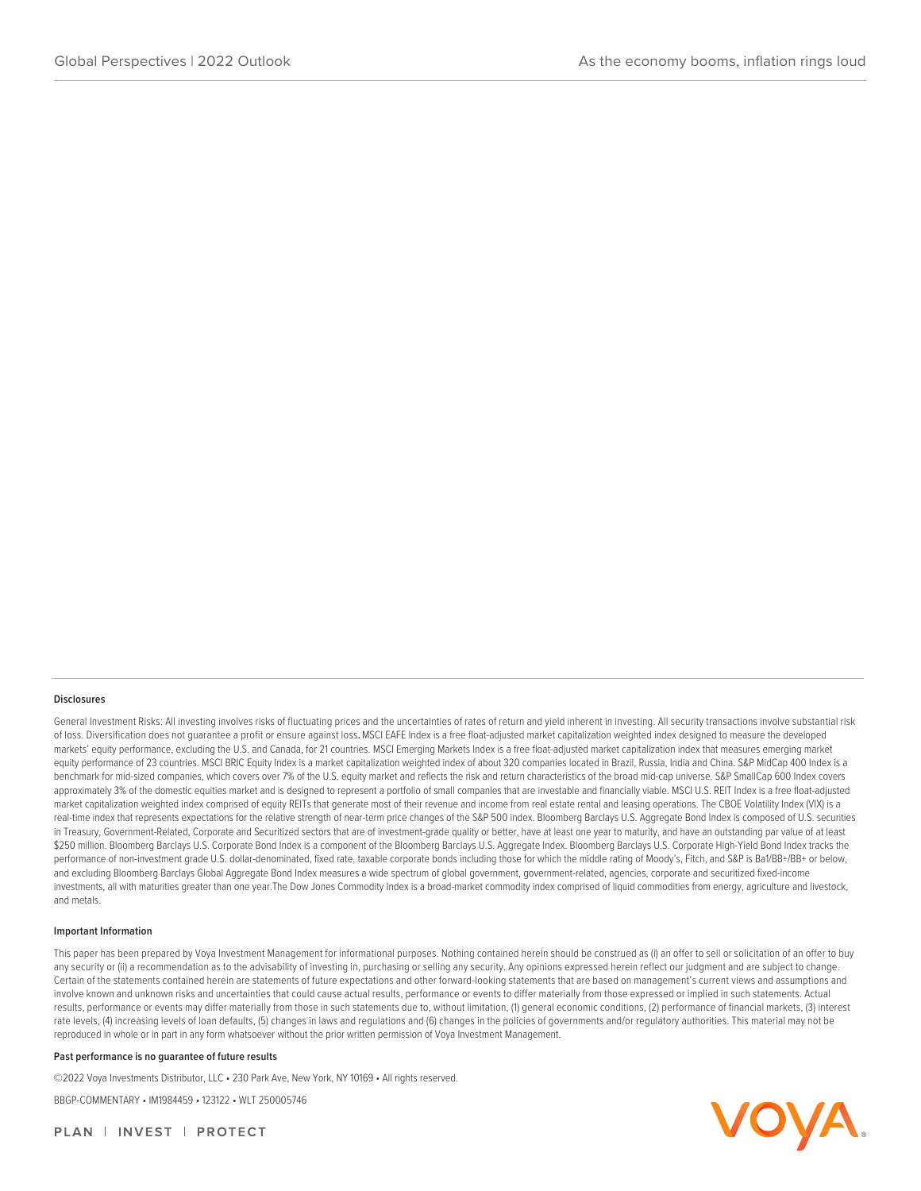### Disclosures

General Investment Risks: All investing involves risks of fluctuating prices and the uncertainties of rates of return and yield inherent in investing. All security transactions involve substantial risk of loss. Diversification does not guarantee a profit or ensure against loss. MSCI EAFE Index is a free float-adjusted market capitalization weighted index designed to measure the developed markets' equity performance, excluding the U.S. and Canada, for 21 countries. MSCI Emerging Markets Index is a free float-adjusted market capitalization index that measures emerging market equity performance of 23 countries. MSCI BRIC Equity Index is a market capitalization weighted index of about 320 companies located in Brazil, Russia, India and China. S&P MidCap 400 Index is a benchmark for mid-sized companies, which covers over 7% of the U.S. equity market and reflects the risk and return characteristics of the broad mid-cap universe. S&P SmallCap 600 Index covers approximately 3% of the domestic equities market and is designed to represent a portfolio of small companies that are investable and financially viable. MSCI U.S. REIT Index is a free float-adjusted market capitalization weighted index comprised of equity REITs that generate most of their revenue and income from real estate rental and leasing operations. The CBOE Volatility Index (VIX) is a real-time index that represents expectations for the relative strength of near-term price changes of the S&P 500 index. Bloomberg Barclays U.S. Aggregate Bond Index is composed of U.S. securities in Treasury, Government-Related, Corporate and Securitized sectors that are of investment-grade quality or better, have at least one year to maturity, and have an outstanding par value of at least $250 million. Bloomberg Barclays U.S. Corporate Bond Index is a component of the Bloomberg Barclays U.S. Aggregate Index. Bloomberg Barclays U.S. Corporate High-Yield Bond Index tracks the performance of non-investment grade U.S. dollar-denominated, fixed rate, taxable corporate bonds including those for which the middle rating of Moody's, Fitch, and S&P is Ba1/BB+/BB+ or below, and excluding Bloomberg Barclays Global Aggregate Bond Index measures a wide spectrum of global government, government-related, agencies, corporate and securitized fixed-income investments, all with maturities greater than one year.The Dow Jones Commodity Index is a broad-market commodity index comprised of liquid commodities from energy, agriculture and livestock, and metals.

### Important Information

This paper has been prepared by Voya Investment Management for informational purposes. Nothing contained herein should be construed as (i) an offer to sell or solicitation of an offer to buy any security or (ii) a recommendation as to the advisability of investing in, purchasing or selling any security. Any opinions expressed herein reflect our judgment and are subject to change. Certain of the statements contained herein are statements of future expectations and other forward-looking statements that are based on management's current views and assumptions and involve known and unknown risks and uncertainties that could cause actual results, performance or events to differ materially from those expressed or implied in such statements. Actual results, performance or events may differ materially from those in such statements due to, without limitation, (1) general economic conditions, (2) performance of financial markets, (3) interest rate levels, (4) increasing levels of loan defaults, (5) changes in laws and regulations and (6) changes in the policies of governments and/or regulatory authorities. This material may not be reproduced in whole or in part in any form whatsoever without the prior written permission of Voya Investment Management.

**Past performance is no guarantee of future results**

©2022 Voya Investments Distributor, LLC • 230 Park Ave, New York, NY 10169 • All rights reserved.

BBGP-COMMENTARY • IM1984459 • 123122 • WLT 250005746

PLAN | INVEST | PROTECT

VOYA